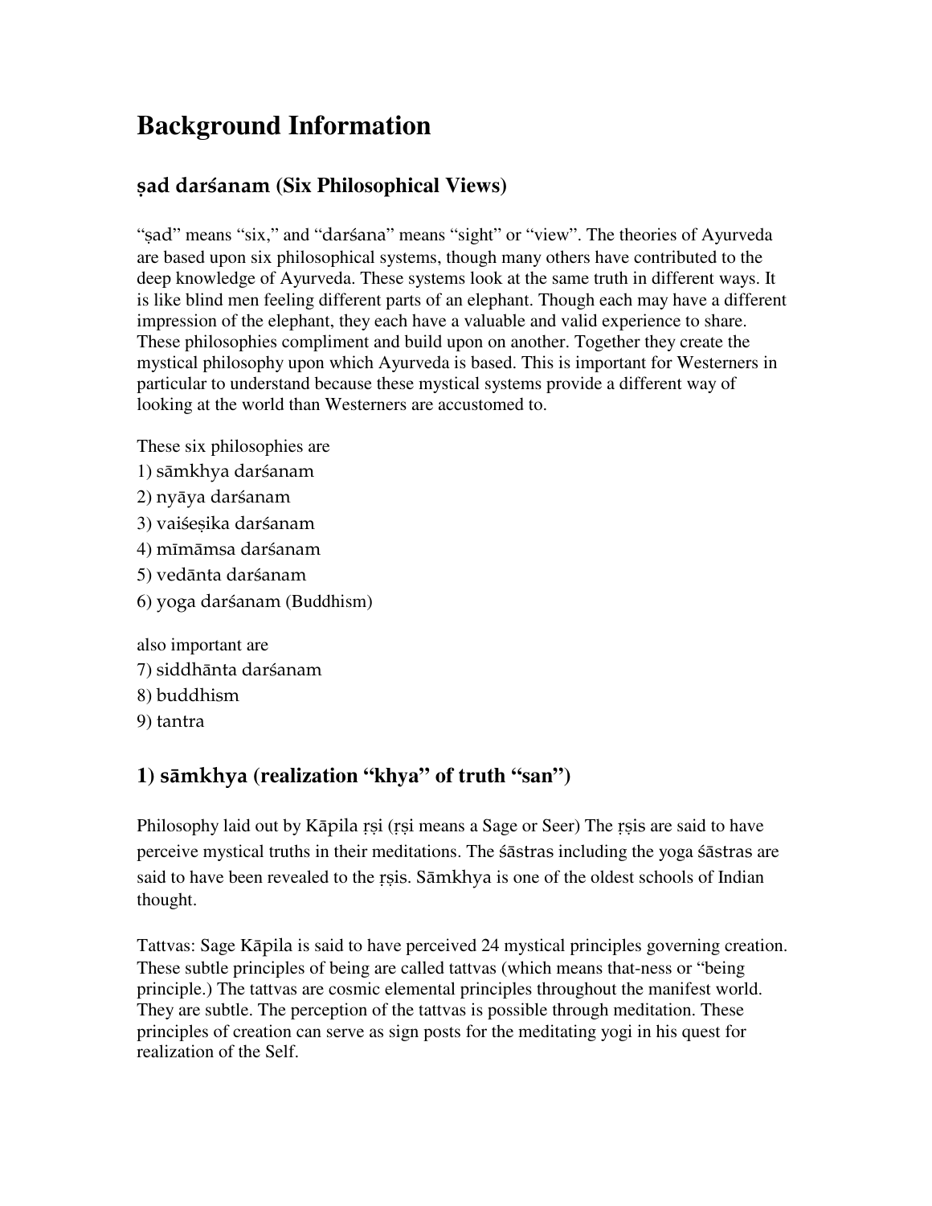# Background Information

## ṣad darśanam (Six Philosophical Views)

"ṣad" means "six," and "darśana" means "sight" or "view". The theories of Ayurveda are based upon six philosophical systems, though many others have contributed to the deep knowledge of Ayurveda. These systems look at the same truth in different ways. It is like blind men feeling different parts of an elephant. Though each may have a different impression of the elephant, they each have a valuable and valid experience to share. These philosophies compliment and build upon on another. Together they create the mystical philosophy upon which Ayurveda is based. This is important for Westerners in particular to understand because these mystical systems provide a different way of looking at the world than Westerners are accustomed to.

These six philosophies are
1) sāmkhya darśanam
2) nyāya darśanam
3) vaiśeṣika darśanam
4) mīmāmsa darśanam
5) vedānta darśanam
6) yoga darśanam (Buddhism)

also important are
7) siddhānta darśanam
8) buddhism
9) tantra

## 1) sāmkhya (realization "khya" of truth "san")

Philosophy laid out by Kāpila ṛṣi (ṛṣi means a Sage or Seer) The ṛṣis are said to have perceive mystical truths in their meditations. The śāstras including the yoga śāstras are said to have been revealed to the ṛṣis. Sāmkhya is one of the oldest schools of Indian thought.

Tattvas: Sage Kāpila is said to have perceived 24 mystical principles governing creation. These subtle principles of being are called tattvas (which means that-ness or "being principle.) The tattvas are cosmic elemental principles throughout the manifest world. They are subtle. The perception of the tattvas is possible through meditation. These principles of creation can serve as sign posts for the meditating yogi in his quest for realization of the Self.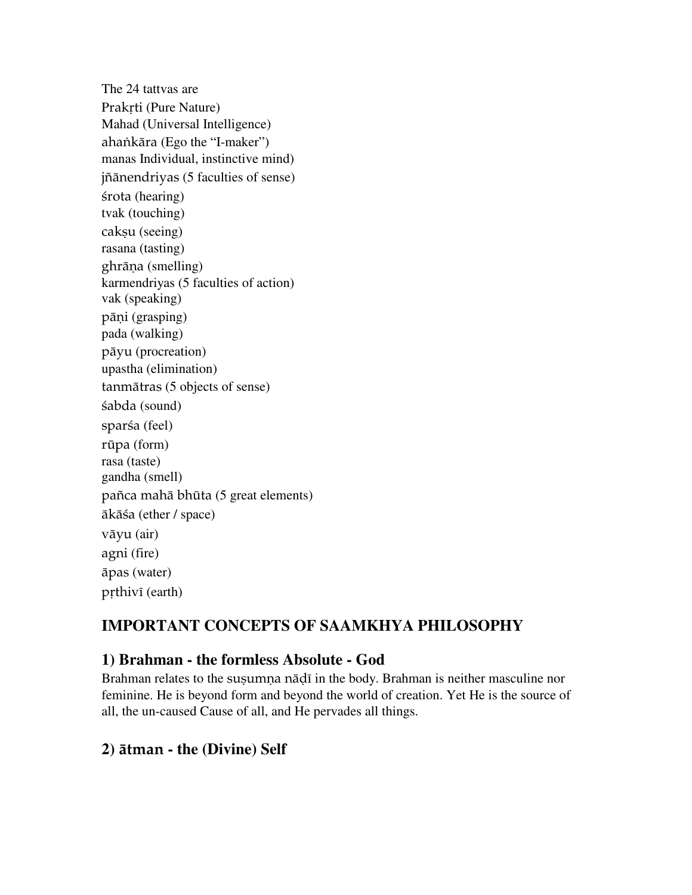The 24 tattvas are
Prakṛti (Pure Nature)
Mahad (Universal Intelligence)
ahaṅkāra (Ego the "I-maker")
manas Individual, instinctive mind)
jñānendriyas (5 faculties of sense)
śrota (hearing)
tvak (touching)
cakṣu (seeing)
rasana (tasting)
ghrāṇa (smelling)
karmendriyas (5 faculties of action)
vak (speaking)
pāṇi (grasping)
pada (walking)
pāyu (procreation)
upastha (elimination)
tanmātras (5 objects of sense)
śabda (sound)
sparśa (feel)
rūpa (form)
rasa (taste)
gandha (smell)
pañca mahā bhūta (5 great elements)
ākāśa (ether / space)
vāyu (air)
agni (fire)
āpas (water)
pṛthivī (earth)

## IMPORTANT CONCEPTS OF SAAMKHYA PHILOSOPHY

### 1) Brahman - the formless Absolute - God

Brahman relates to the suṣumṇa nāḍī in the body. Brahman is neither masculine nor feminine. He is beyond form and beyond the world of creation. Yet He is the source of all, the un-caused Cause of all, and He pervades all things.

### 2) ātman - the (Divine) Self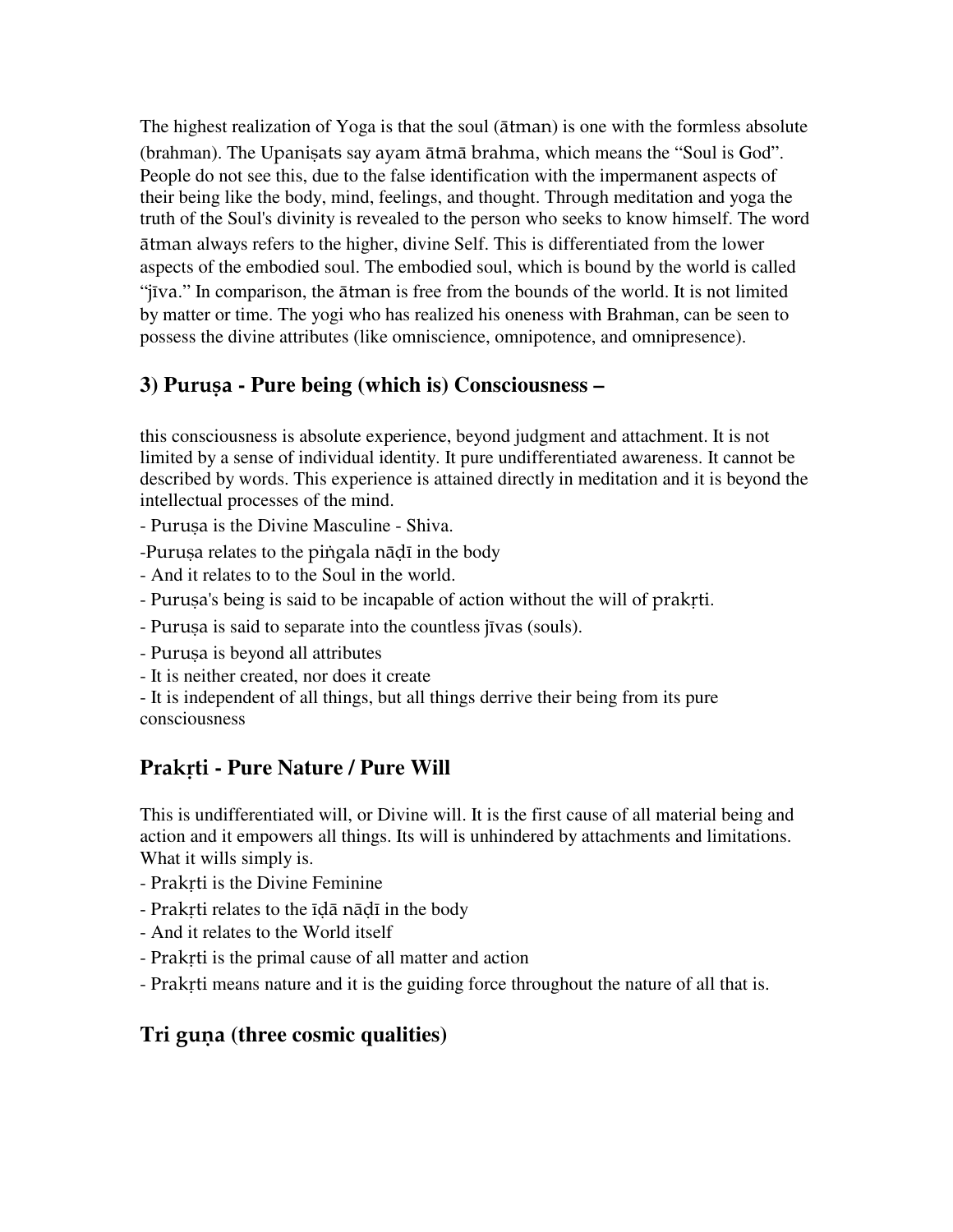The highest realization of Yoga is that the soul (ātman) is one with the formless absolute (brahman). The Upaniṣats say ayam ātmā brahma, which means the "Soul is God". People do not see this, due to the false identification with the impermanent aspects of their being like the body, mind, feelings, and thought. Through meditation and yoga the truth of the Soul's divinity is revealed to the person who seeks to know himself. The word ātman always refers to the higher, divine Self. This is differentiated from the lower aspects of the embodied soul. The embodied soul, which is bound by the world is called "jīva." In comparison, the ātman is free from the bounds of the world. It is not limited by matter or time. The yogi who has realized his oneness with Brahman, can be seen to possess the divine attributes (like omniscience, omnipotence, and omnipresence).

## 3) Puruṣa - Pure being (which is) Consciousness –

this consciousness is absolute experience, beyond judgment and attachment. It is not limited by a sense of individual identity. It pure undifferentiated awareness. It cannot be described by words. This experience is attained directly in meditation and it is beyond the intellectual processes of the mind.

- Puruṣa is the Divine Masculine - Shiva.
- Puruṣa relates to the piṅgala nāḍī in the body
- And it relates to to the Soul in the world.
- Puruṣa's being is said to be incapable of action without the will of prakṛti.
- Puruṣa is said to separate into the countless jīvas (souls).
- Puruṣa is beyond all attributes
- It is neither created, nor does it create
- It is independent of all things, but all things derrive their being from its pure consciousness

## Prakṛti - Pure Nature / Pure Will

This is undifferentiated will, or Divine will. It is the first cause of all material being and action and it empowers all things. Its will is unhindered by attachments and limitations. What it wills simply is.

- Prakṛti is the Divine Feminine
- Prakṛti relates to the īḍā nāḍī in the body
- And it relates to the World itself
- Prakṛti is the primal cause of all matter and action
- Prakṛti means nature and it is the guiding force throughout the nature of all that is.

## Tri guṇa (three cosmic qualities)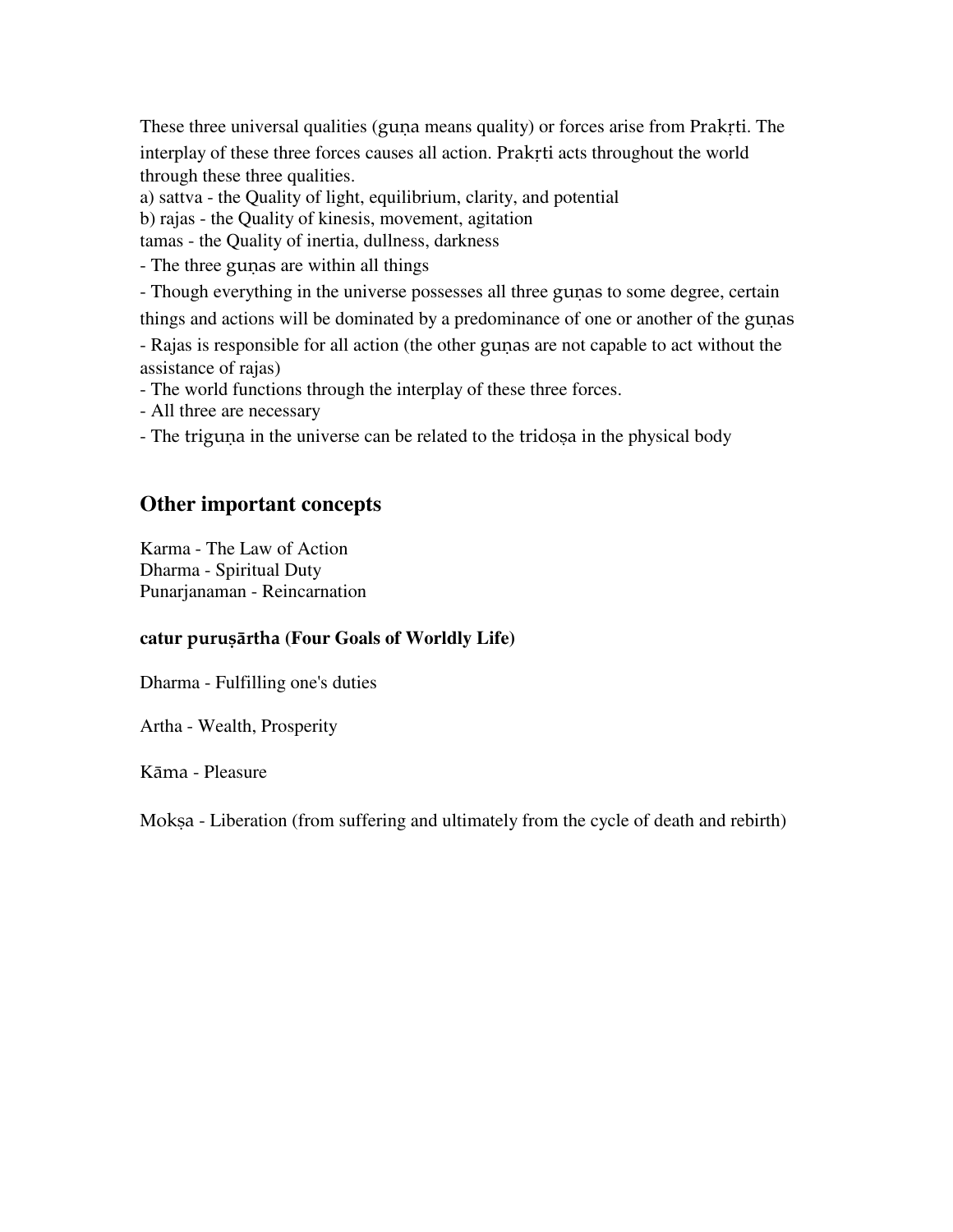These three universal qualities (guṇa means quality) or forces arise from Prakṛti. The interplay of these three forces causes all action. Prakṛti acts throughout the world through these three qualities.

a) sattva - the Quality of light, equilibrium, clarity, and potential

b) rajas - the Quality of kinesis, movement, agitation

tamas - the Quality of inertia, dullness, darkness

- The three guṇas are within all things
- Though everything in the universe possesses all three guṇas to some degree, certain things and actions will be dominated by a predominance of one or another of the guṇas
- Rajas is responsible for all action (the other guṇas are not capable to act without the assistance of rajas)
- The world functions through the interplay of these three forces.
- All three are necessary
- The triguṇa in the universe can be related to the tridoṣa in the physical body

## Other important concepts

Karma - The Law of Action

Dharma - Spiritual Duty

Punarjanaman - Reincarnation

### catur puruṣārtha (Four Goals of Worldly Life)

Dharma - Fulfilling one's duties

Artha - Wealth, Prosperity

Kāma - Pleasure

Mokṣa - Liberation (from suffering and ultimately from the cycle of death and rebirth)